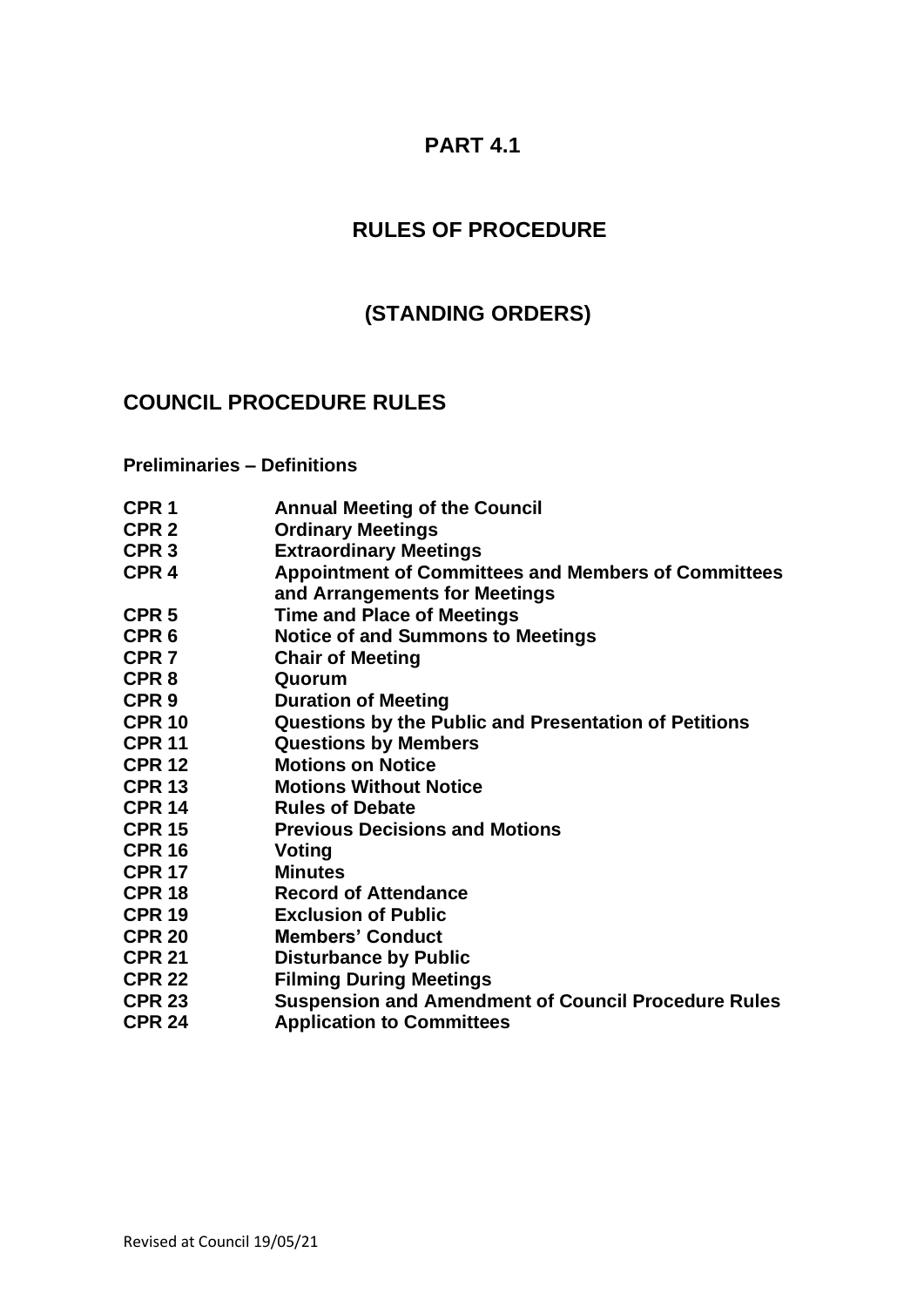# PART 4.1

## RULES OF PROCEDURE

## (STANDING ORDERS)

## COUNCIL PROCEDURE RULES

**Preliminaries – Definitions**

| | |
|---|---|
| **CPR 1** | **Annual Meeting of the Council** |
| **CPR 2** | **Ordinary Meetings** |
| **CPR 3** | **Extraordinary Meetings** |
| **CPR 4** | **Appointment of Committees and Members of Committees and Arrangements for Meetings** |
| **CPR 5** | **Time and Place of Meetings** |
| **CPR 6** | **Notice of and Summons to Meetings** |
| **CPR 7** | **Chair of Meeting** |
| **CPR 8** | **Quorum** |
| **CPR 9** | **Duration of Meeting** |
| **CPR 10** | **Questions by the Public and Presentation of Petitions** |
| **CPR 11** | **Questions by Members** |
| **CPR 12** | **Motions on Notice** |
| **CPR 13** | **Motions Without Notice** |
| **CPR 14** | **Rules of Debate** |
| **CPR 15** | **Previous Decisions and Motions** |
| **CPR 16** | **Voting** |
| **CPR 17** | **Minutes** |
| **CPR 18** | **Record of Attendance** |
| **CPR 19** | **Exclusion of Public** |
| **CPR 20** | **Members' Conduct** |
| **CPR 21** | **Disturbance by Public** |
| **CPR 22** | **Filming During Meetings** |
| **CPR 23** | **Suspension and Amendment of Council Procedure Rules** |
| **CPR 24** | **Application to Committees** |

Revised at Council 19/05/21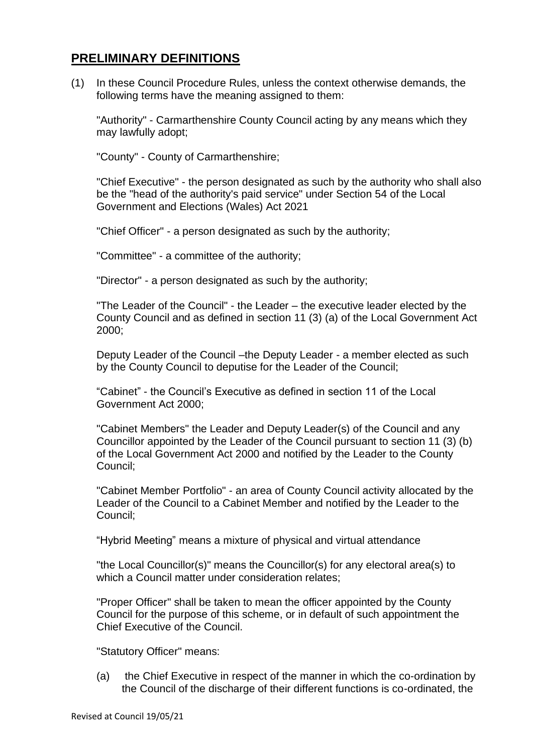## **PRELIMINARY DEFINITIONS**

(1) In these Council Procedure Rules, unless the context otherwise demands, the following terms have the meaning assigned to them:

"Authority" - Carmarthenshire County Council acting by any means which they may lawfully adopt;

"County" - County of Carmarthenshire;

"Chief Executive" - the person designated as such by the authority who shall also be the "head of the authority's paid service" under Section 54 of the Local Government and Elections (Wales) Act 2021

"Chief Officer" - a person designated as such by the authority;

"Committee" - a committee of the authority;

"Director" - a person designated as such by the authority;

"The Leader of the Council" - the Leader – the executive leader elected by the County Council and as defined in section 11 (3) (a) of the Local Government Act 2000;

Deputy Leader of the Council –the Deputy Leader - a member elected as such by the County Council to deputise for the Leader of the Council;

"Cabinet" - the Council's Executive as defined in section 11 of the Local Government Act 2000;

"Cabinet Members" the Leader and Deputy Leader(s) of the Council and any Councillor appointed by the Leader of the Council pursuant to section 11 (3) (b) of the Local Government Act 2000 and notified by the Leader to the County Council;

"Cabinet Member Portfolio" - an area of County Council activity allocated by the Leader of the Council to a Cabinet Member and notified by the Leader to the Council;

"Hybrid Meeting" means a mixture of physical and virtual attendance

"the Local Councillor(s)" means the Councillor(s) for any electoral area(s) to which a Council matter under consideration relates;

"Proper Officer" shall be taken to mean the officer appointed by the County Council for the purpose of this scheme, or in default of such appointment the Chief Executive of the Council.

"Statutory Officer" means:

(a) the Chief Executive in respect of the manner in which the co-ordination by the Council of the discharge of their different functions is co-ordinated, the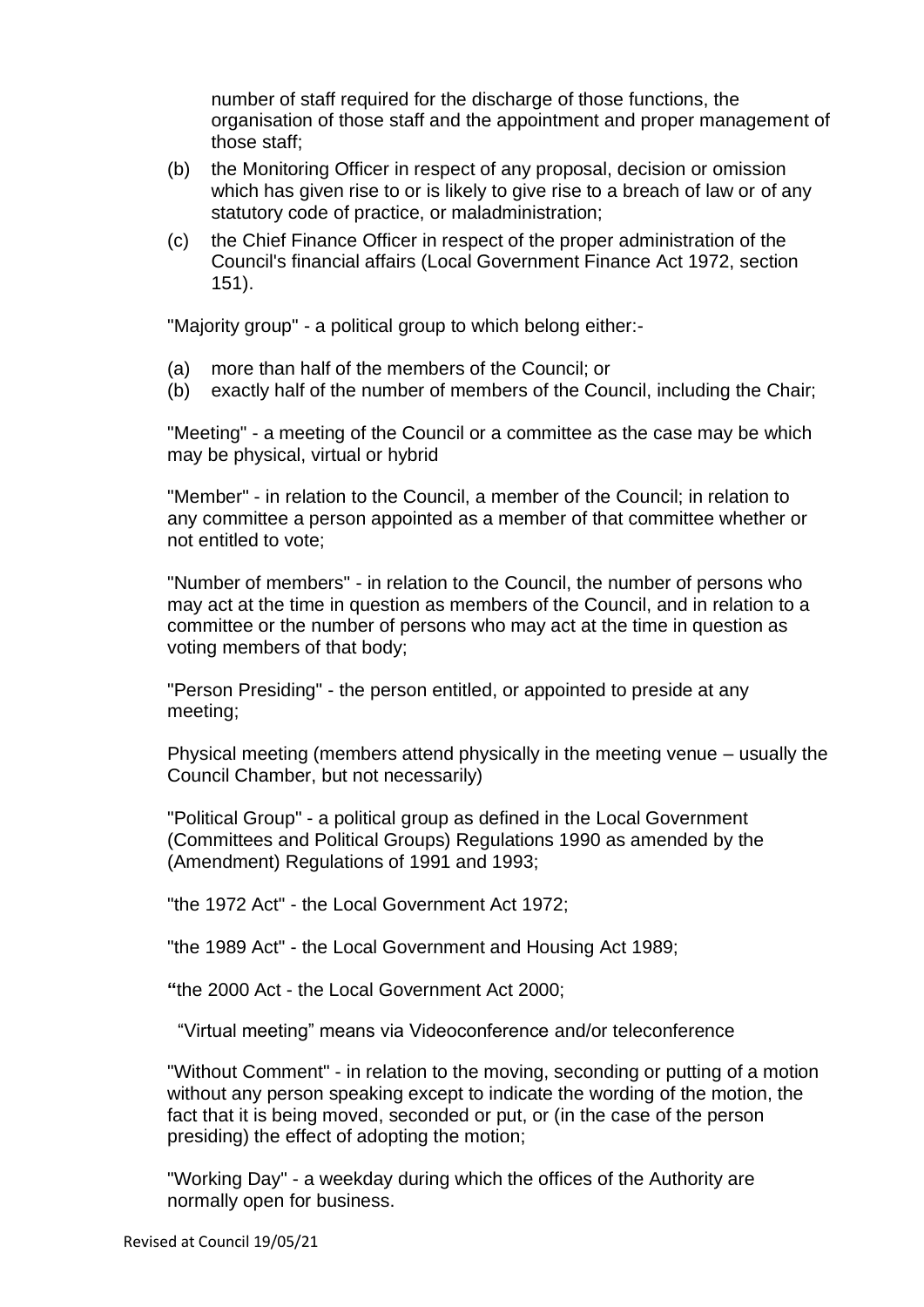number of staff required for the discharge of those functions, the organisation of those staff and the appointment and proper management of those staff;

(b) the Monitoring Officer in respect of any proposal, decision or omission which has given rise to or is likely to give rise to a breach of law or of any statutory code of practice, or maladministration;

(c) the Chief Finance Officer in respect of the proper administration of the Council's financial affairs (Local Government Finance Act 1972, section 151).

"Majority group" - a political group to which belong either:-

(a) more than half of the members of the Council; or
(b) exactly half of the number of members of the Council, including the Chair;

"Meeting" - a meeting of the Council or a committee as the case may be which may be physical, virtual or hybrid

"Member" - in relation to the Council, a member of the Council; in relation to any committee a person appointed as a member of that committee whether or not entitled to vote;

"Number of members" - in relation to the Council, the number of persons who may act at the time in question as members of the Council, and in relation to a committee or the number of persons who may act at the time in question as voting members of that body;

"Person Presiding" - the person entitled, or appointed to preside at any meeting;

Physical meeting (members attend physically in the meeting venue – usually the Council Chamber, but not necessarily)

"Political Group" - a political group as defined in the Local Government (Committees and Political Groups) Regulations 1990 as amended by the (Amendment) Regulations of 1991 and 1993;

"the 1972 Act" - the Local Government Act 1972;

"the 1989 Act" - the Local Government and Housing Act 1989;

**"**the 2000 Act - the Local Government Act 2000;

"Virtual meeting" means via Videoconference and/or teleconference

"Without Comment" - in relation to the moving, seconding or putting of a motion without any person speaking except to indicate the wording of the motion, the fact that it is being moved, seconded or put, or (in the case of the person presiding) the effect of adopting the motion;

"Working Day" - a weekday during which the offices of the Authority are normally open for business.

Revised at Council 19/05/21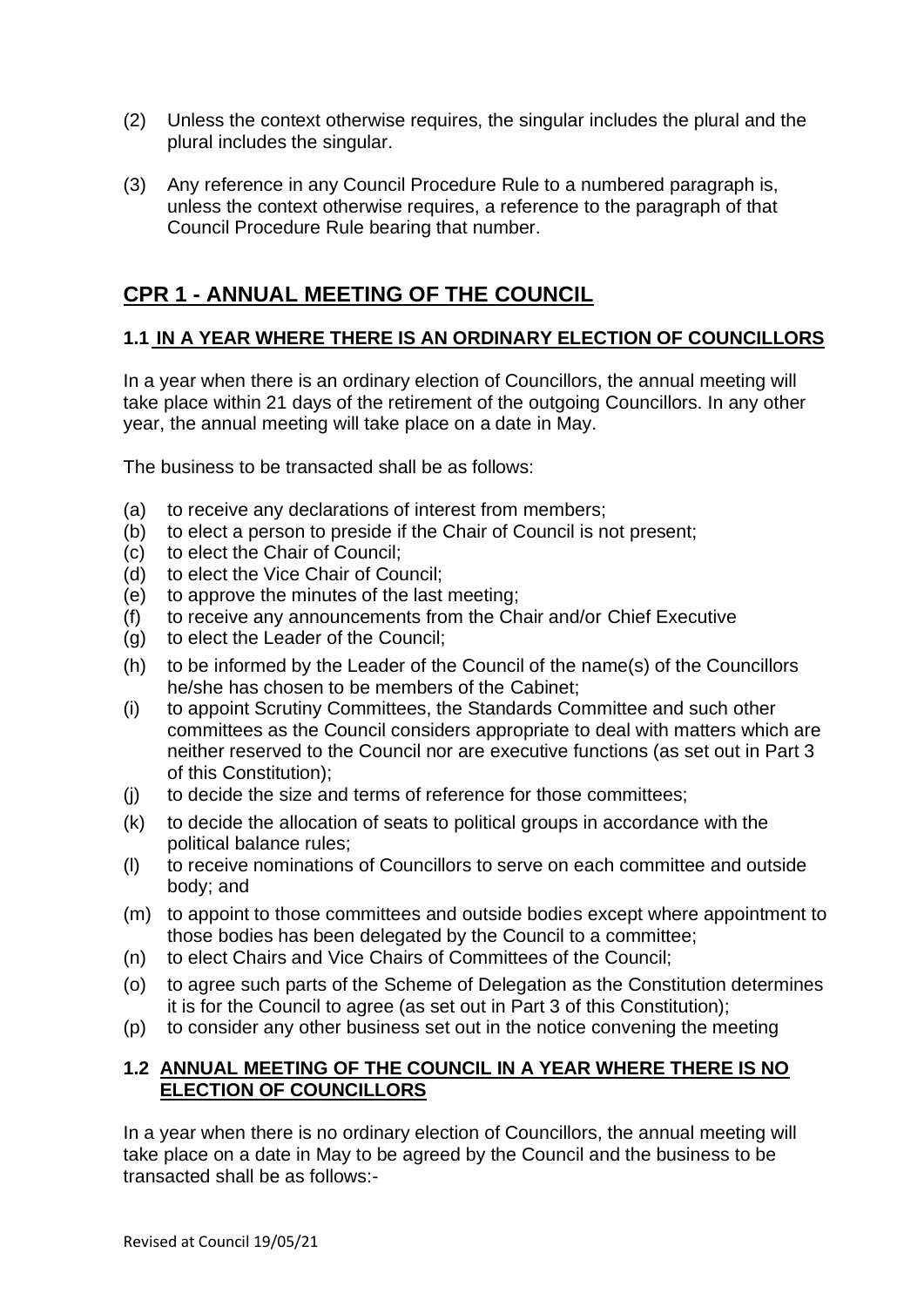(2) Unless the context otherwise requires, the singular includes the plural and the plural includes the singular.

(3) Any reference in any Council Procedure Rule to a numbered paragraph is, unless the context otherwise requires, a reference to the paragraph of that Council Procedure Rule bearing that number.

## CPR 1 - ANNUAL MEETING OF THE COUNCIL

### 1.1 IN A YEAR WHERE THERE IS AN ORDINARY ELECTION OF COUNCILLORS

In a year when there is an ordinary election of Councillors, the annual meeting will take place within 21 days of the retirement of the outgoing Councillors. In any other year, the annual meeting will take place on a date in May.

The business to be transacted shall be as follows:

(a) to receive any declarations of interest from members;
(b) to elect a person to preside if the Chair of Council is not present;
(c) to elect the Chair of Council;
(d) to elect the Vice Chair of Council;
(e) to approve the minutes of the last meeting;
(f) to receive any announcements from the Chair and/or Chief Executive
(g) to elect the Leader of the Council;
(h) to be informed by the Leader of the Council of the name(s) of the Councillors he/she has chosen to be members of the Cabinet;
(i) to appoint Scrutiny Committees, the Standards Committee and such other committees as the Council considers appropriate to deal with matters which are neither reserved to the Council nor are executive functions (as set out in Part 3 of this Constitution);
(j) to decide the size and terms of reference for those committees;
(k) to decide the allocation of seats to political groups in accordance with the political balance rules;
(l) to receive nominations of Councillors to serve on each committee and outside body; and
(m) to appoint to those committees and outside bodies except where appointment to those bodies has been delegated by the Council to a committee;
(n) to elect Chairs and Vice Chairs of Committees of the Council;
(o) to agree such parts of the Scheme of Delegation as the Constitution determines it is for the Council to agree (as set out in Part 3 of this Constitution);
(p) to consider any other business set out in the notice convening the meeting

### 1.2 ANNUAL MEETING OF THE COUNCIL IN A YEAR WHERE THERE IS NO ELECTION OF COUNCILLORS

In a year when there is no ordinary election of Councillors, the annual meeting will take place on a date in May to be agreed by the Council and the business to be transacted shall be as follows:-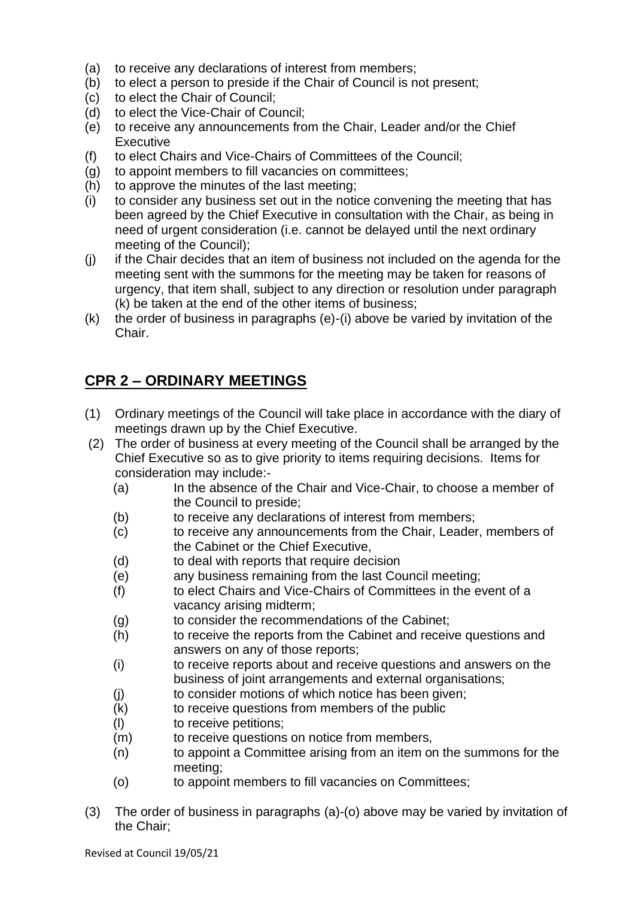(a) to receive any declarations of interest from members;
(b) to elect a person to preside if the Chair of Council is not present;
(c) to elect the Chair of Council;
(d) to elect the Vice-Chair of Council;
(e) to receive any announcements from the Chair, Leader and/or the Chief Executive
(f) to elect Chairs and Vice-Chairs of Committees of the Council;
(g) to appoint members to fill vacancies on committees;
(h) to approve the minutes of the last meeting;
(i) to consider any business set out in the notice convening the meeting that has been agreed by the Chief Executive in consultation with the Chair, as being in need of urgent consideration (i.e. cannot be delayed until the next ordinary meeting of the Council);
(j) if the Chair decides that an item of business not included on the agenda for the meeting sent with the summons for the meeting may be taken for reasons of urgency, that item shall, subject to any direction or resolution under paragraph (k) be taken at the end of the other items of business;
(k) the order of business in paragraphs (e)-(i) above be varied by invitation of the Chair.

## CPR 2 – ORDINARY MEETINGS

(1) Ordinary meetings of the Council will take place in accordance with the diary of meetings drawn up by the Chief Executive.

(2) The order of business at every meeting of the Council shall be arranged by the Chief Executive so as to give priority to items requiring decisions. Items for consideration may include:-
   (a) In the absence of the Chair and Vice-Chair, to choose a member of the Council to preside;
   (b) to receive any declarations of interest from members;
   (c) to receive any announcements from the Chair, Leader, members of the Cabinet or the Chief Executive,
   (d) to deal with reports that require decision
   (e) any business remaining from the last Council meeting;
   (f) to elect Chairs and Vice-Chairs of Committees in the event of a vacancy arising midterm;
   (g) to consider the recommendations of the Cabinet;
   (h) to receive the reports from the Cabinet and receive questions and answers on any of those reports;
   (i) to receive reports about and receive questions and answers on the business of joint arrangements and external organisations;
   (j) to consider motions of which notice has been given;
   (k) to receive questions from members of the public
   (l) to receive petitions;
   (m) to receive questions on notice from members,
   (n) to appoint a Committee arising from an item on the summons for the meeting;
   (o) to appoint members to fill vacancies on Committees;

(3) The order of business in paragraphs (a)-(o) above may be varied by invitation of the Chair;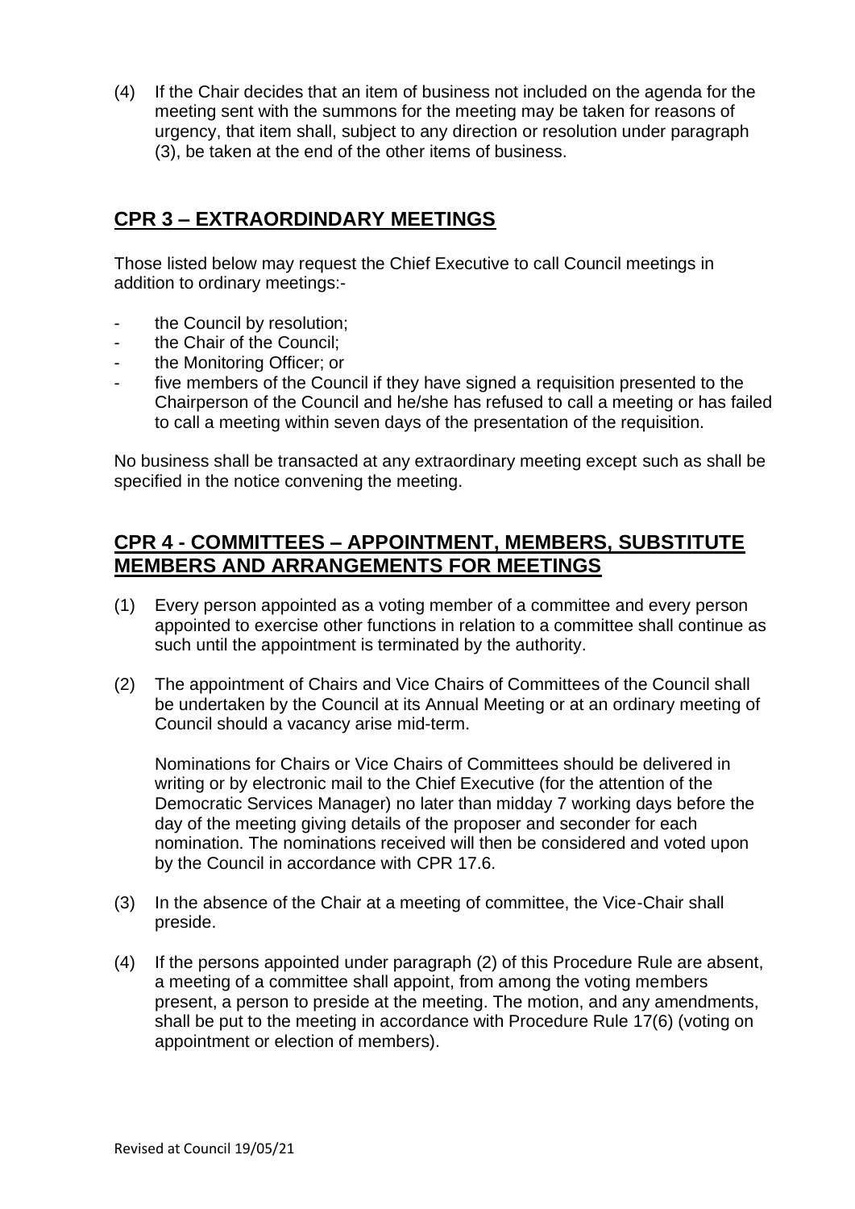(4) If the Chair decides that an item of business not included on the agenda for the meeting sent with the summons for the meeting may be taken for reasons of urgency, that item shall, subject to any direction or resolution under paragraph (3), be taken at the end of the other items of business.

## CPR 3 – EXTRAORDINDARY MEETINGS

Those listed below may request the Chief Executive to call Council meetings in addition to ordinary meetings:-

- the Council by resolution;
- the Chair of the Council;
- the Monitoring Officer; or
- five members of the Council if they have signed a requisition presented to the Chairperson of the Council and he/she has refused to call a meeting or has failed to call a meeting within seven days of the presentation of the requisition.

No business shall be transacted at any extraordinary meeting except such as shall be specified in the notice convening the meeting.

## CPR 4 - COMMITTEES – APPOINTMENT, MEMBERS, SUBSTITUTE MEMBERS AND ARRANGEMENTS FOR MEETINGS

(1) Every person appointed as a voting member of a committee and every person appointed to exercise other functions in relation to a committee shall continue as such until the appointment is terminated by the authority.

(2) The appointment of Chairs and Vice Chairs of Committees of the Council shall be undertaken by the Council at its Annual Meeting or at an ordinary meeting of Council should a vacancy arise mid-term.

Nominations for Chairs or Vice Chairs of Committees should be delivered in writing or by electronic mail to the Chief Executive (for the attention of the Democratic Services Manager) no later than midday 7 working days before the day of the meeting giving details of the proposer and seconder for each nomination. The nominations received will then be considered and voted upon by the Council in accordance with CPR 17.6.

(3) In the absence of the Chair at a meeting of committee, the Vice-Chair shall preside.

(4) If the persons appointed under paragraph (2) of this Procedure Rule are absent, a meeting of a committee shall appoint, from among the voting members present, a person to preside at the meeting. The motion, and any amendments, shall be put to the meeting in accordance with Procedure Rule 17(6) (voting on appointment or election of members).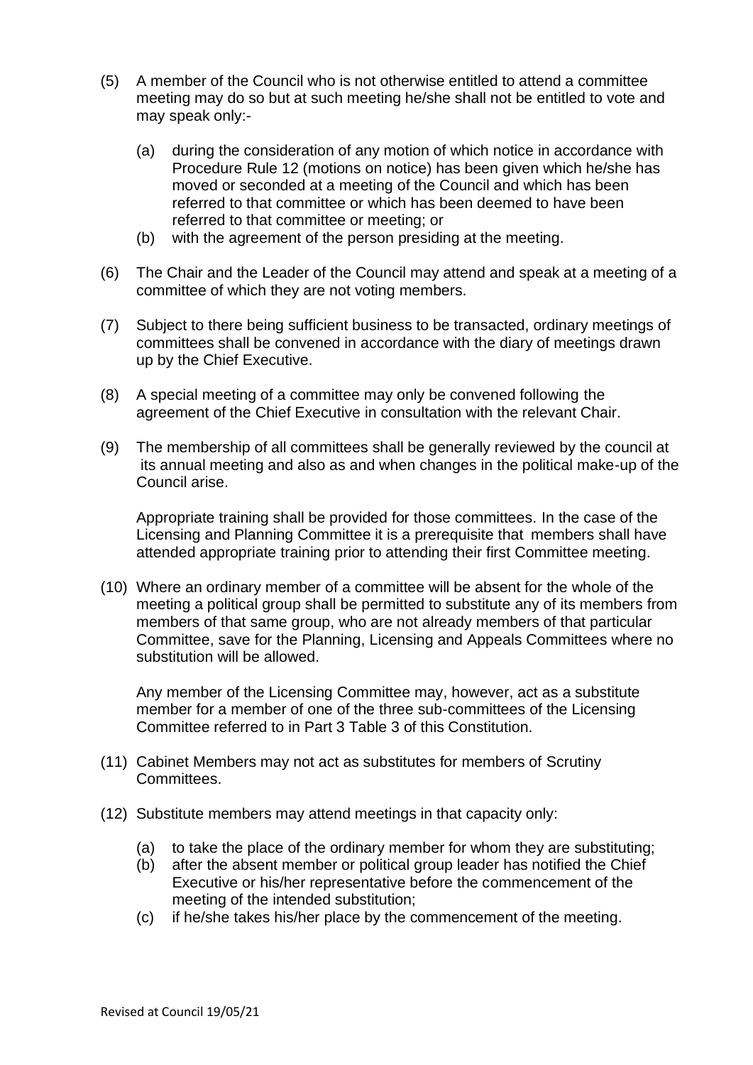(5) A member of the Council who is not otherwise entitled to attend a committee meeting may do so but at such meeting he/she shall not be entitled to vote and may speak only:-

   (a) during the consideration of any motion of which notice in accordance with Procedure Rule 12 (motions on notice) has been given which he/she has moved or seconded at a meeting of the Council and which has been referred to that committee or which has been deemed to have been referred to that committee or meeting; or
   (b) with the agreement of the person presiding at the meeting.

(6) The Chair and the Leader of the Council may attend and speak at a meeting of a committee of which they are not voting members.

(7) Subject to there being sufficient business to be transacted, ordinary meetings of committees shall be convened in accordance with the diary of meetings drawn up by the Chief Executive.

(8) A special meeting of a committee may only be convened following the agreement of the Chief Executive in consultation with the relevant Chair.

(9) The membership of all committees shall be generally reviewed by the council at its annual meeting and also as and when changes in the political make-up of the Council arise.

   Appropriate training shall be provided for those committees. In the case of the Licensing and Planning Committee it is a prerequisite that members shall have attended appropriate training prior to attending their first Committee meeting.

(10) Where an ordinary member of a committee will be absent for the whole of the meeting a political group shall be permitted to substitute any of its members from members of that same group, who are not already members of that particular Committee, save for the Planning, Licensing and Appeals Committees where no substitution will be allowed.

   Any member of the Licensing Committee may, however, act as a substitute member for a member of one of the three sub-committees of the Licensing Committee referred to in Part 3 Table 3 of this Constitution.

(11) Cabinet Members may not act as substitutes for members of Scrutiny Committees.

(12) Substitute members may attend meetings in that capacity only:

   (a) to take the place of the ordinary member for whom they are substituting;
   (b) after the absent member or political group leader has notified the Chief Executive or his/her representative before the commencement of the meeting of the intended substitution;
   (c) if he/she takes his/her place by the commencement of the meeting.

Revised at Council 19/05/21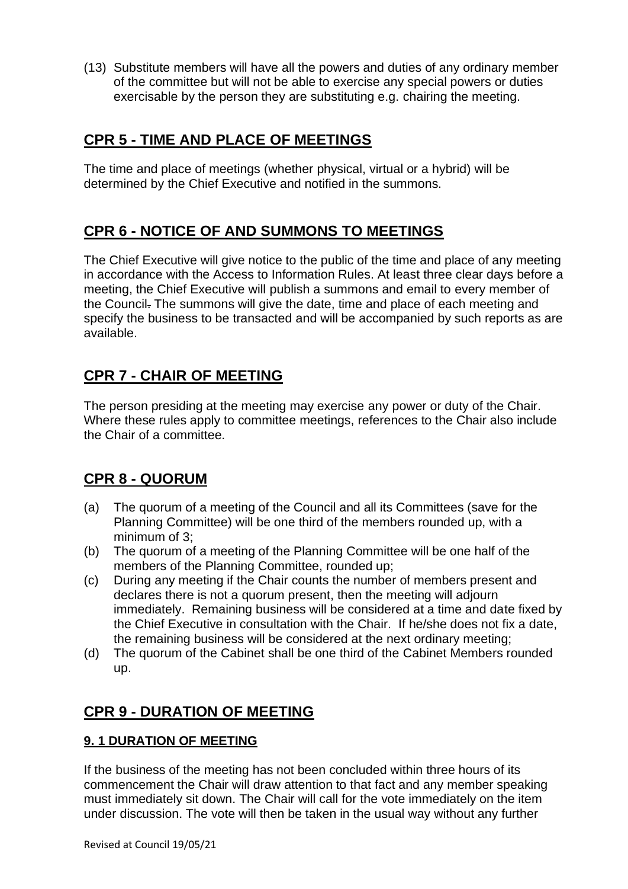(13) Substitute members will have all the powers and duties of any ordinary member of the committee but will not be able to exercise any special powers or duties exercisable by the person they are substituting e.g. chairing the meeting.

## CPR 5 - TIME AND PLACE OF MEETINGS

The time and place of meetings (whether physical, virtual or a hybrid) will be determined by the Chief Executive and notified in the summons.

## CPR 6 - NOTICE OF AND SUMMONS TO MEETINGS

The Chief Executive will give notice to the public of the time and place of any meeting in accordance with the Access to Information Rules. At least three clear days before a meeting, the Chief Executive will publish a summons and email to every member of the Council. The summons will give the date, time and place of each meeting and specify the business to be transacted and will be accompanied by such reports as are available.

## CPR 7 - CHAIR OF MEETING

The person presiding at the meeting may exercise any power or duty of the Chair. Where these rules apply to committee meetings, references to the Chair also include the Chair of a committee.

## CPR 8 - QUORUM

(a) The quorum of a meeting of the Council and all its Committees (save for the Planning Committee) will be one third of the members rounded up, with a minimum of 3;

(b) The quorum of a meeting of the Planning Committee will be one half of the members of the Planning Committee, rounded up;

(c) During any meeting if the Chair counts the number of members present and declares there is not a quorum present, then the meeting will adjourn immediately. Remaining business will be considered at a time and date fixed by the Chief Executive in consultation with the Chair. If he/she does not fix a date, the remaining business will be considered at the next ordinary meeting;

(d) The quorum of the Cabinet shall be one third of the Cabinet Members rounded up.

## CPR 9 - DURATION OF MEETING

### 9. 1 DURATION OF MEETING

If the business of the meeting has not been concluded within three hours of its commencement the Chair will draw attention to that fact and any member speaking must immediately sit down. The Chair will call for the vote immediately on the item under discussion. The vote will then be taken in the usual way without any further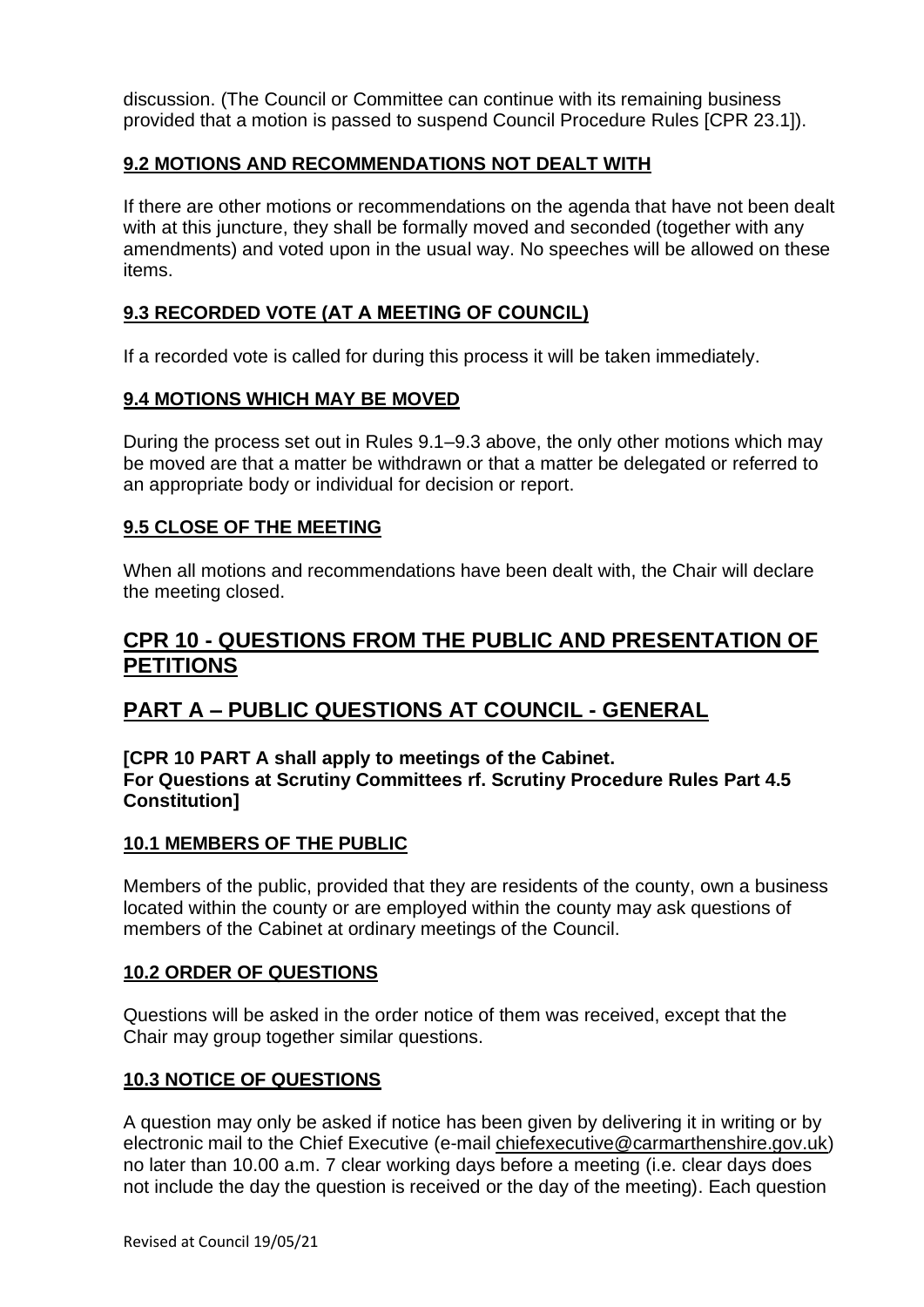discussion. (The Council or Committee can continue with its remaining business provided that a motion is passed to suspend Council Procedure Rules [CPR 23.1]).

### 9.2 MOTIONS AND RECOMMENDATIONS NOT DEALT WITH

If there are other motions or recommendations on the agenda that have not been dealt with at this juncture, they shall be formally moved and seconded (together with any amendments) and voted upon in the usual way. No speeches will be allowed on these items.

### 9.3 RECORDED VOTE (AT A MEETING OF COUNCIL)

If a recorded vote is called for during this process it will be taken immediately.

### 9.4 MOTIONS WHICH MAY BE MOVED

During the process set out in Rules 9.1–9.3 above, the only other motions which may be moved are that a matter be withdrawn or that a matter be delegated or referred to an appropriate body or individual for decision or report.

### 9.5 CLOSE OF THE MEETING

When all motions and recommendations have been dealt with, the Chair will declare the meeting closed.

## CPR 10 - QUESTIONS FROM THE PUBLIC AND PRESENTATION OF PETITIONS

## PART A – PUBLIC QUESTIONS AT COUNCIL - GENERAL

**[CPR 10 PART A shall apply to meetings of the Cabinet.**
**For Questions at Scrutiny Committees rf. Scrutiny Procedure Rules Part 4.5 Constitution]**

### 10.1 MEMBERS OF THE PUBLIC

Members of the public, provided that they are residents of the county, own a business located within the county or are employed within the county may ask questions of members of the Cabinet at ordinary meetings of the Council.

### 10.2 ORDER OF QUESTIONS

Questions will be asked in the order notice of them was received, except that the Chair may group together similar questions.

### 10.3 NOTICE OF QUESTIONS

A question may only be asked if notice has been given by delivering it in writing or by electronic mail to the Chief Executive (e-mail chiefexecutive@carmarthenshire.gov.uk) no later than 10.00 a.m. 7 clear working days before a meeting (i.e. clear days does not include the day the question is received or the day of the meeting). Each question

Revised at Council 19/05/21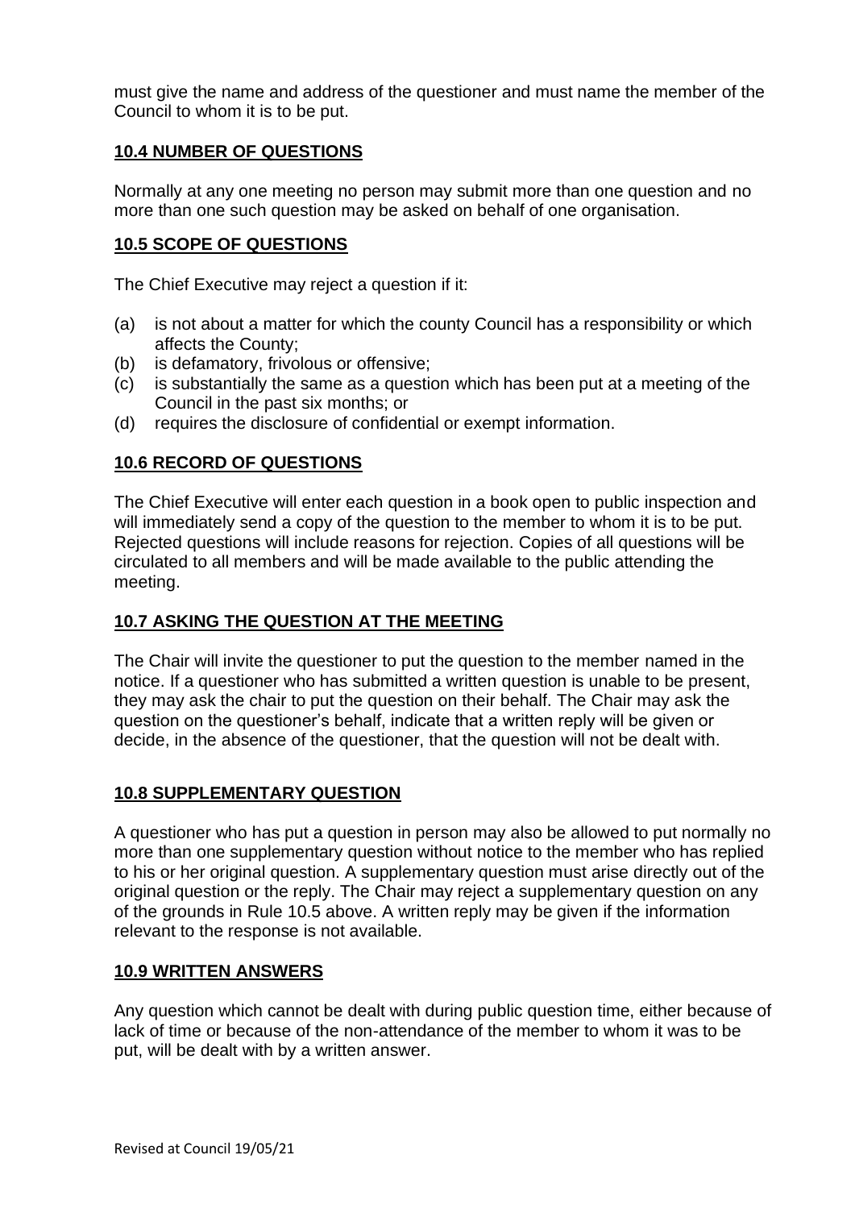must give the name and address of the questioner and must name the member of the Council to whom it is to be put.

### 10.4 NUMBER OF QUESTIONS

Normally at any one meeting no person may submit more than one question and no more than one such question may be asked on behalf of one organisation.

### 10.5 SCOPE OF QUESTIONS

The Chief Executive may reject a question if it:

(a) is not about a matter for which the county Council has a responsibility or which affects the County;
(b) is defamatory, frivolous or offensive;
(c) is substantially the same as a question which has been put at a meeting of the Council in the past six months; or
(d) requires the disclosure of confidential or exempt information.

### 10.6 RECORD OF QUESTIONS

The Chief Executive will enter each question in a book open to public inspection and will immediately send a copy of the question to the member to whom it is to be put. Rejected questions will include reasons for rejection. Copies of all questions will be circulated to all members and will be made available to the public attending the meeting.

### 10.7 ASKING THE QUESTION AT THE MEETING

The Chair will invite the questioner to put the question to the member named in the notice. If a questioner who has submitted a written question is unable to be present, they may ask the chair to put the question on their behalf. The Chair may ask the question on the questioner's behalf, indicate that a written reply will be given or decide, in the absence of the questioner, that the question will not be dealt with.

### 10.8 SUPPLEMENTARY QUESTION

A questioner who has put a question in person may also be allowed to put normally no more than one supplementary question without notice to the member who has replied to his or her original question. A supplementary question must arise directly out of the original question or the reply. The Chair may reject a supplementary question on any of the grounds in Rule 10.5 above. A written reply may be given if the information relevant to the response is not available.

### 10.9 WRITTEN ANSWERS

Any question which cannot be dealt with during public question time, either because of lack of time or because of the non-attendance of the member to whom it was to be put, will be dealt with by a written answer.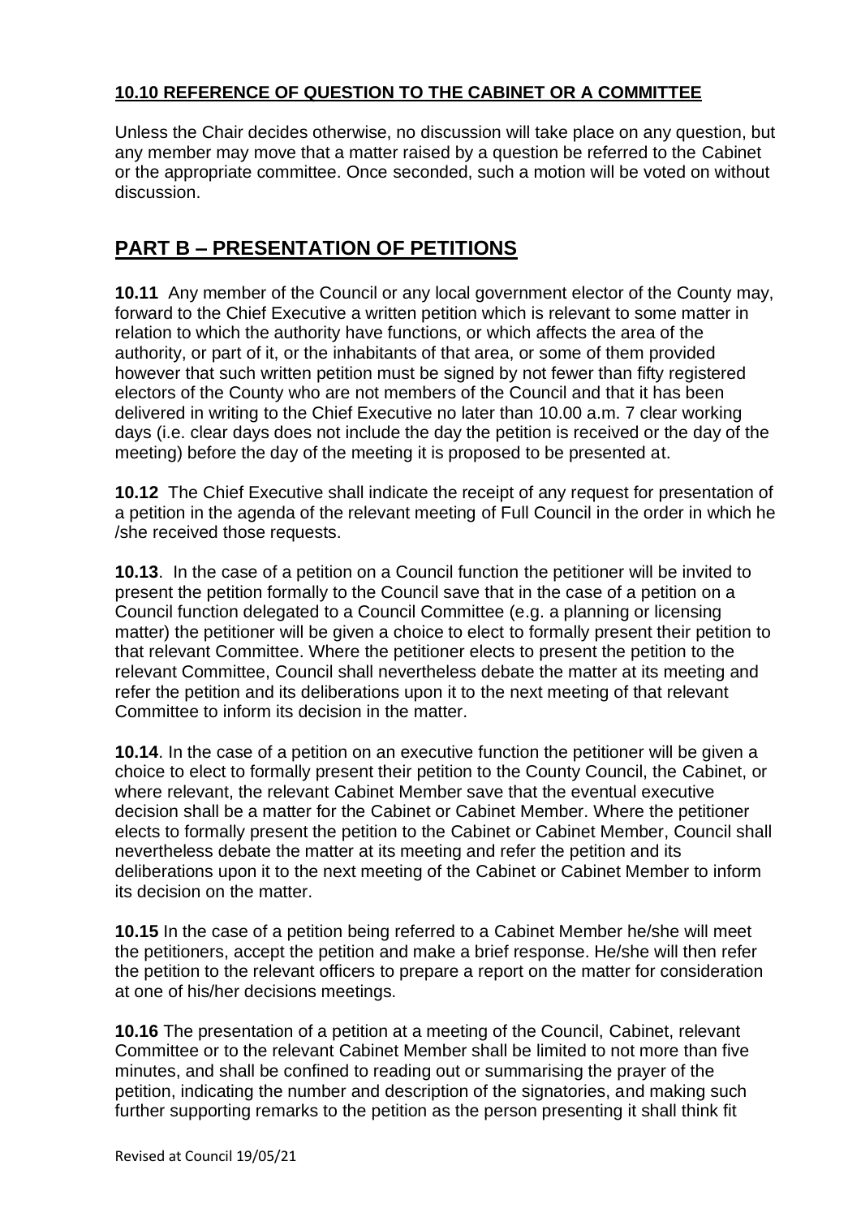### **10.10 REFERENCE OF QUESTION TO THE CABINET OR A COMMITTEE**

Unless the Chair decides otherwise, no discussion will take place on any question, but any member may move that a matter raised by a question be referred to the Cabinet or the appropriate committee. Once seconded, such a motion will be voted on without discussion.

## **PART B – PRESENTATION OF PETITIONS**

**10.11** Any member of the Council or any local government elector of the County may, forward to the Chief Executive a written petition which is relevant to some matter in relation to which the authority have functions, or which affects the area of the authority, or part of it, or the inhabitants of that area, or some of them provided however that such written petition must be signed by not fewer than fifty registered electors of the County who are not members of the Council and that it has been delivered in writing to the Chief Executive no later than 10.00 a.m. 7 clear working days (i.e. clear days does not include the day the petition is received or the day of the meeting) before the day of the meeting it is proposed to be presented at.

**10.12** The Chief Executive shall indicate the receipt of any request for presentation of a petition in the agenda of the relevant meeting of Full Council in the order in which he /she received those requests.

**10.13**. In the case of a petition on a Council function the petitioner will be invited to present the petition formally to the Council save that in the case of a petition on a Council function delegated to a Council Committee (e.g. a planning or licensing matter) the petitioner will be given a choice to elect to formally present their petition to that relevant Committee. Where the petitioner elects to present the petition to the relevant Committee, Council shall nevertheless debate the matter at its meeting and refer the petition and its deliberations upon it to the next meeting of that relevant Committee to inform its decision in the matter.

**10.14**. In the case of a petition on an executive function the petitioner will be given a choice to elect to formally present their petition to the County Council, the Cabinet, or where relevant, the relevant Cabinet Member save that the eventual executive decision shall be a matter for the Cabinet or Cabinet Member. Where the petitioner elects to formally present the petition to the Cabinet or Cabinet Member, Council shall nevertheless debate the matter at its meeting and refer the petition and its deliberations upon it to the next meeting of the Cabinet or Cabinet Member to inform its decision on the matter.

**10.15** In the case of a petition being referred to a Cabinet Member he/she will meet the petitioners, accept the petition and make a brief response. He/she will then refer the petition to the relevant officers to prepare a report on the matter for consideration at one of his/her decisions meetings.

**10.16** The presentation of a petition at a meeting of the Council, Cabinet, relevant Committee or to the relevant Cabinet Member shall be limited to not more than five minutes, and shall be confined to reading out or summarising the prayer of the petition, indicating the number and description of the signatories, and making such further supporting remarks to the petition as the person presenting it shall think fit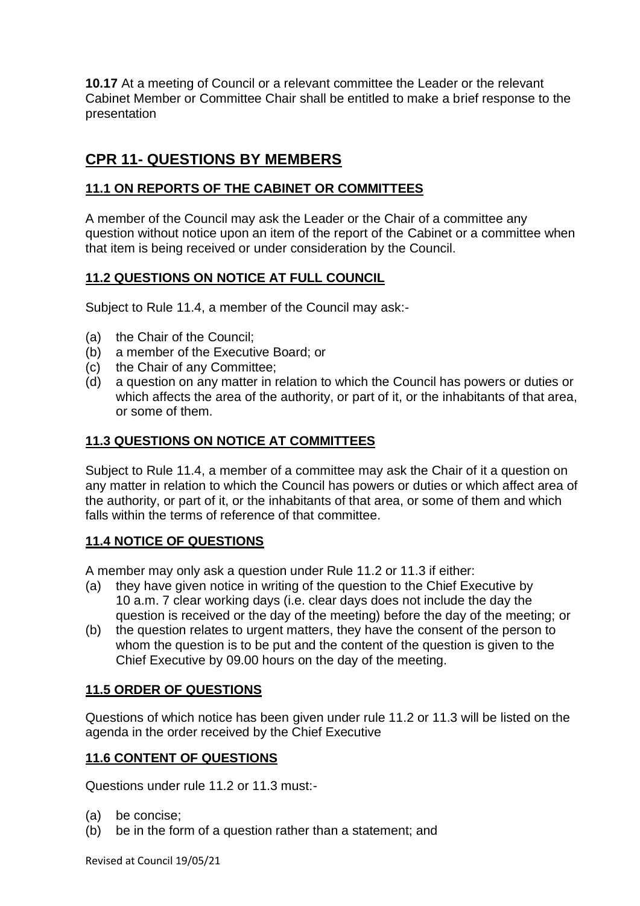**10.17** At a meeting of Council or a relevant committee the Leader or the relevant Cabinet Member or Committee Chair shall be entitled to make a brief response to the presentation

## CPR 11- QUESTIONS BY MEMBERS

### 11.1 ON REPORTS OF THE CABINET OR COMMITTEES

A member of the Council may ask the Leader or the Chair of a committee any question without notice upon an item of the report of the Cabinet or a committee when that item is being received or under consideration by the Council.

### 11.2 QUESTIONS ON NOTICE AT FULL COUNCIL

Subject to Rule 11.4, a member of the Council may ask:-

(a) the Chair of the Council;
(b) a member of the Executive Board; or
(c) the Chair of any Committee;
(d) a question on any matter in relation to which the Council has powers or duties or which affects the area of the authority, or part of it, or the inhabitants of that area, or some of them.

### 11.3 QUESTIONS ON NOTICE AT COMMITTEES

Subject to Rule 11.4, a member of a committee may ask the Chair of it a question on any matter in relation to which the Council has powers or duties or which affect area of the authority, or part of it, or the inhabitants of that area, or some of them and which falls within the terms of reference of that committee.

### 11.4 NOTICE OF QUESTIONS

A member may only ask a question under Rule 11.2 or 11.3 if either:

(a) they have given notice in writing of the question to the Chief Executive by 10 a.m. 7 clear working days (i.e. clear days does not include the day the question is received or the day of the meeting) before the day of the meeting; or
(b) the question relates to urgent matters, they have the consent of the person to whom the question is to be put and the content of the question is given to the Chief Executive by 09.00 hours on the day of the meeting.

### 11.5 ORDER OF QUESTIONS

Questions of which notice has been given under rule 11.2 or 11.3 will be listed on the agenda in the order received by the Chief Executive

### 11.6 CONTENT OF QUESTIONS

Questions under rule 11.2 or 11.3 must:-

(a) be concise;
(b) be in the form of a question rather than a statement; and

Revised at Council 19/05/21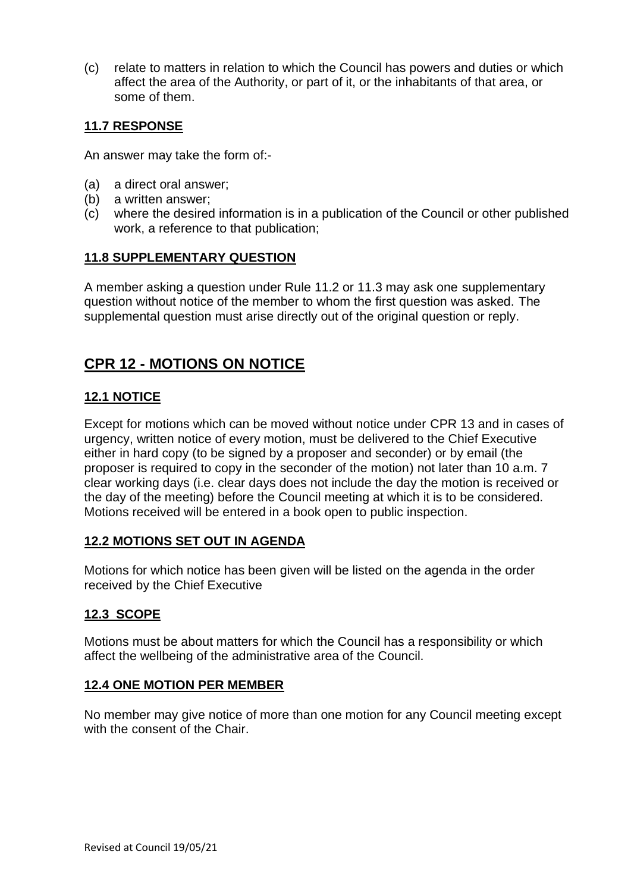(c) relate to matters in relation to which the Council has powers and duties or which affect the area of the Authority, or part of it, or the inhabitants of that area, or some of them.

### 11.7 RESPONSE

An answer may take the form of:-

(a) a direct oral answer;
(b) a written answer;
(c) where the desired information is in a publication of the Council or other published work, a reference to that publication;

### 11.8 SUPPLEMENTARY QUESTION

A member asking a question under Rule 11.2 or 11.3 may ask one supplementary question without notice of the member to whom the first question was asked. The supplemental question must arise directly out of the original question or reply.

## CPR 12 - MOTIONS ON NOTICE

### 12.1 NOTICE

Except for motions which can be moved without notice under CPR 13 and in cases of urgency, written notice of every motion, must be delivered to the Chief Executive either in hard copy (to be signed by a proposer and seconder) or by email (the proposer is required to copy in the seconder of the motion) not later than 10 a.m. 7 clear working days (i.e. clear days does not include the day the motion is received or the day of the meeting) before the Council meeting at which it is to be considered. Motions received will be entered in a book open to public inspection.

### 12.2 MOTIONS SET OUT IN AGENDA

Motions for which notice has been given will be listed on the agenda in the order received by the Chief Executive

### 12.3 SCOPE

Motions must be about matters for which the Council has a responsibility or which affect the wellbeing of the administrative area of the Council.

### 12.4 ONE MOTION PER MEMBER

No member may give notice of more than one motion for any Council meeting except with the consent of the Chair.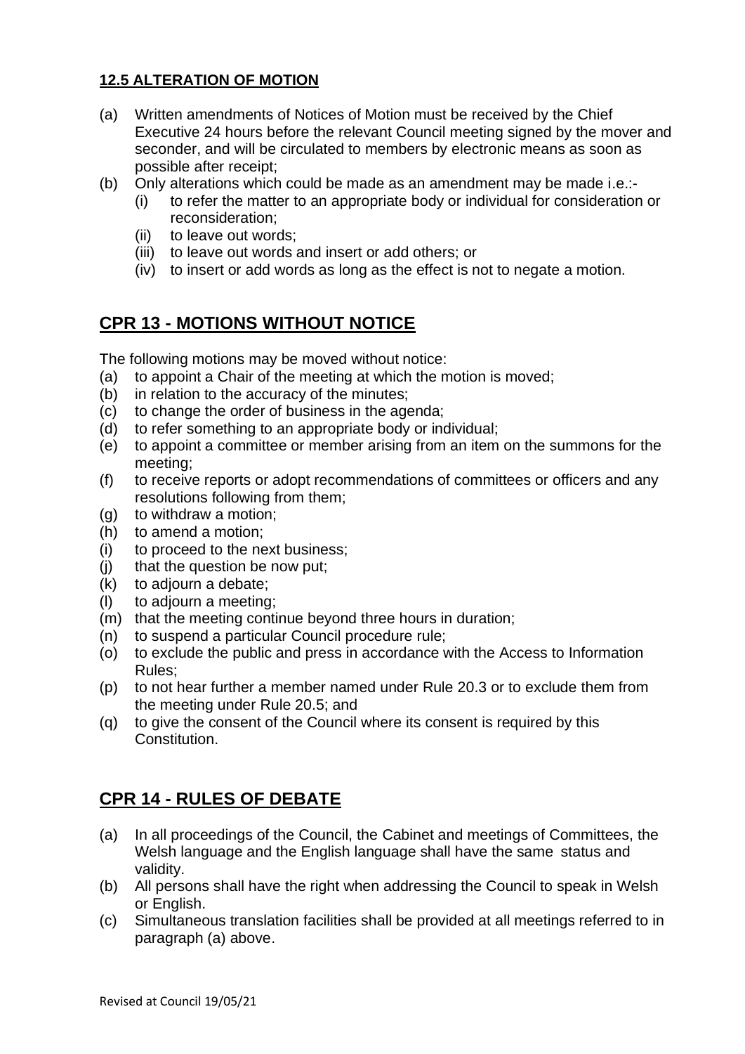### 12.5 ALTERATION OF MOTION

(a) Written amendments of Notices of Motion must be received by the Chief Executive 24 hours before the relevant Council meeting signed by the mover and seconder, and will be circulated to members by electronic means as soon as possible after receipt;

(b) Only alterations which could be made as an amendment may be made i.e.:-
   (i) to refer the matter to an appropriate body or individual for consideration or reconsideration;
   (ii) to leave out words;
   (iii) to leave out words and insert or add others; or
   (iv) to insert or add words as long as the effect is not to negate a motion.

## CPR 13 - MOTIONS WITHOUT NOTICE

The following motions may be moved without notice:

(a) to appoint a Chair of the meeting at which the motion is moved;
(b) in relation to the accuracy of the minutes;
(c) to change the order of business in the agenda;
(d) to refer something to an appropriate body or individual;
(e) to appoint a committee or member arising from an item on the summons for the meeting;
(f) to receive reports or adopt recommendations of committees or officers and any resolutions following from them;
(g) to withdraw a motion;
(h) to amend a motion;
(i) to proceed to the next business;
(j) that the question be now put;
(k) to adjourn a debate;
(l) to adjourn a meeting;
(m) that the meeting continue beyond three hours in duration;
(n) to suspend a particular Council procedure rule;
(o) to exclude the public and press in accordance with the Access to Information Rules;
(p) to not hear further a member named under Rule 20.3 or to exclude them from the meeting under Rule 20.5; and
(q) to give the consent of the Council where its consent is required by this Constitution.

## CPR 14 - RULES OF DEBATE

(a) In all proceedings of the Council, the Cabinet and meetings of Committees, the Welsh language and the English language shall have the same status and validity.
(b) All persons shall have the right when addressing the Council to speak in Welsh or English.
(c) Simultaneous translation facilities shall be provided at all meetings referred to in paragraph (a) above.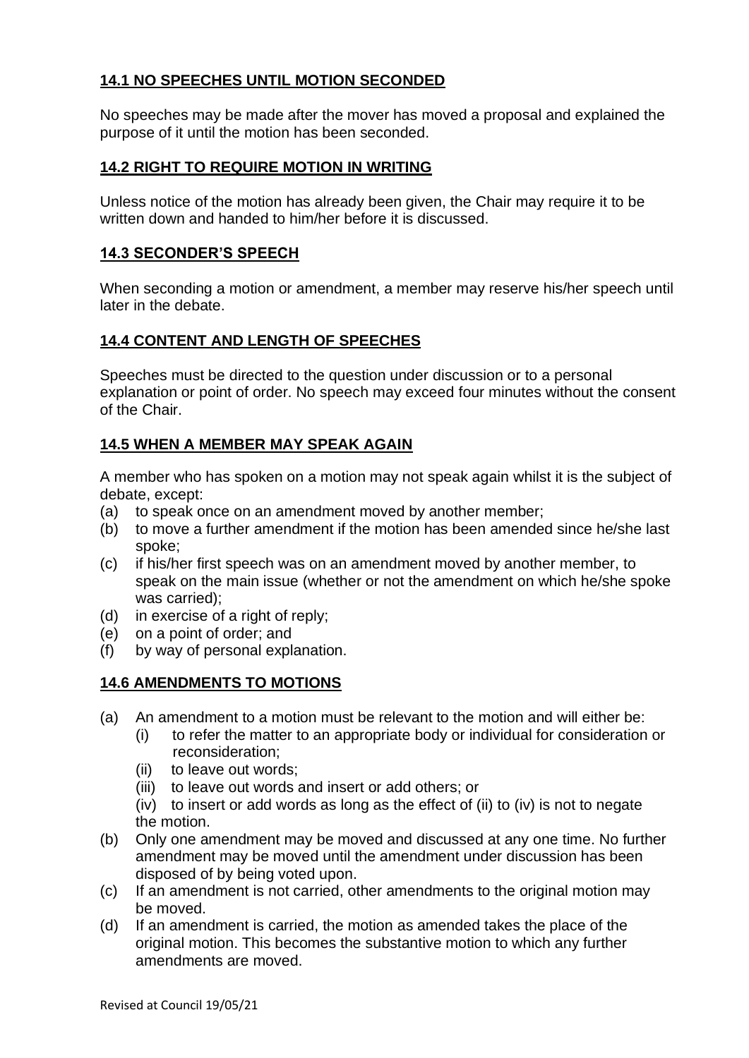### 14.1 NO SPEECHES UNTIL MOTION SECONDED

No speeches may be made after the mover has moved a proposal and explained the purpose of it until the motion has been seconded.

### 14.2 RIGHT TO REQUIRE MOTION IN WRITING

Unless notice of the motion has already been given, the Chair may require it to be written down and handed to him/her before it is discussed.

### 14.3 SECONDER'S SPEECH

When seconding a motion or amendment, a member may reserve his/her speech until later in the debate.

### 14.4 CONTENT AND LENGTH OF SPEECHES

Speeches must be directed to the question under discussion or to a personal explanation or point of order. No speech may exceed four minutes without the consent of the Chair.

### 14.5 WHEN A MEMBER MAY SPEAK AGAIN

A member who has spoken on a motion may not speak again whilst it is the subject of debate, except:

- (a) to speak once on an amendment moved by another member;
- (b) to move a further amendment if the motion has been amended since he/she last spoke;
- (c) if his/her first speech was on an amendment moved by another member, to speak on the main issue (whether or not the amendment on which he/she spoke was carried);
- (d) in exercise of a right of reply;
- (e) on a point of order; and
- (f) by way of personal explanation.

### 14.6 AMENDMENTS TO MOTIONS

- (a) An amendment to a motion must be relevant to the motion and will either be:
  - (i) to refer the matter to an appropriate body or individual for consideration or reconsideration;
  - (ii) to leave out words;
  - (iii) to leave out words and insert or add others; or
  - (iv) to insert or add words as long as the effect of (ii) to (iv) is not to negate the motion.
- (b) Only one amendment may be moved and discussed at any one time. No further amendment may be moved until the amendment under discussion has been disposed of by being voted upon.
- (c) If an amendment is not carried, other amendments to the original motion may be moved.
- (d) If an amendment is carried, the motion as amended takes the place of the original motion. This becomes the substantive motion to which any further amendments are moved.

Revised at Council 19/05/21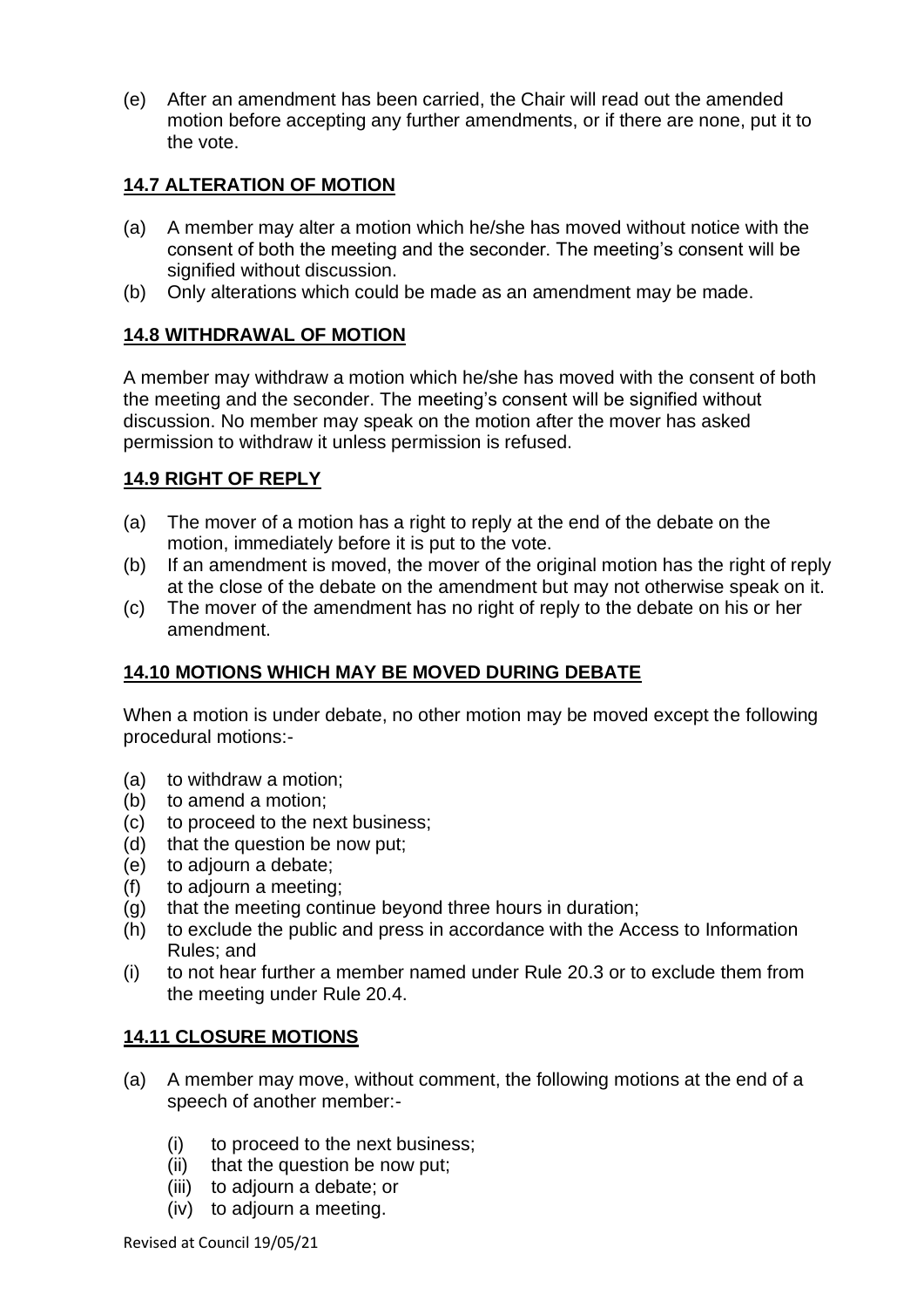(e) After an amendment has been carried, the Chair will read out the amended motion before accepting any further amendments, or if there are none, put it to the vote.

## 14.7 ALTERATION OF MOTION

(a) A member may alter a motion which he/she has moved without notice with the consent of both the meeting and the seconder. The meeting's consent will be signified without discussion.
(b) Only alterations which could be made as an amendment may be made.

## 14.8 WITHDRAWAL OF MOTION

A member may withdraw a motion which he/she has moved with the consent of both the meeting and the seconder. The meeting's consent will be signified without discussion. No member may speak on the motion after the mover has asked permission to withdraw it unless permission is refused.

## 14.9 RIGHT OF REPLY

(a) The mover of a motion has a right to reply at the end of the debate on the motion, immediately before it is put to the vote.
(b) If an amendment is moved, the mover of the original motion has the right of reply at the close of the debate on the amendment but may not otherwise speak on it.
(c) The mover of the amendment has no right of reply to the debate on his or her amendment.

## 14.10 MOTIONS WHICH MAY BE MOVED DURING DEBATE

When a motion is under debate, no other motion may be moved except the following procedural motions:-

(a) to withdraw a motion;
(b) to amend a motion;
(c) to proceed to the next business;
(d) that the question be now put;
(e) to adjourn a debate;
(f) to adjourn a meeting;
(g) that the meeting continue beyond three hours in duration;
(h) to exclude the public and press in accordance with the Access to Information Rules; and
(i) to not hear further a member named under Rule 20.3 or to exclude them from the meeting under Rule 20.4.

## 14.11 CLOSURE MOTIONS

(a) A member may move, without comment, the following motions at the end of a speech of another member:-

  (i) to proceed to the next business;
  (ii) that the question be now put;
  (iii) to adjourn a debate; or
  (iv) to adjourn a meeting.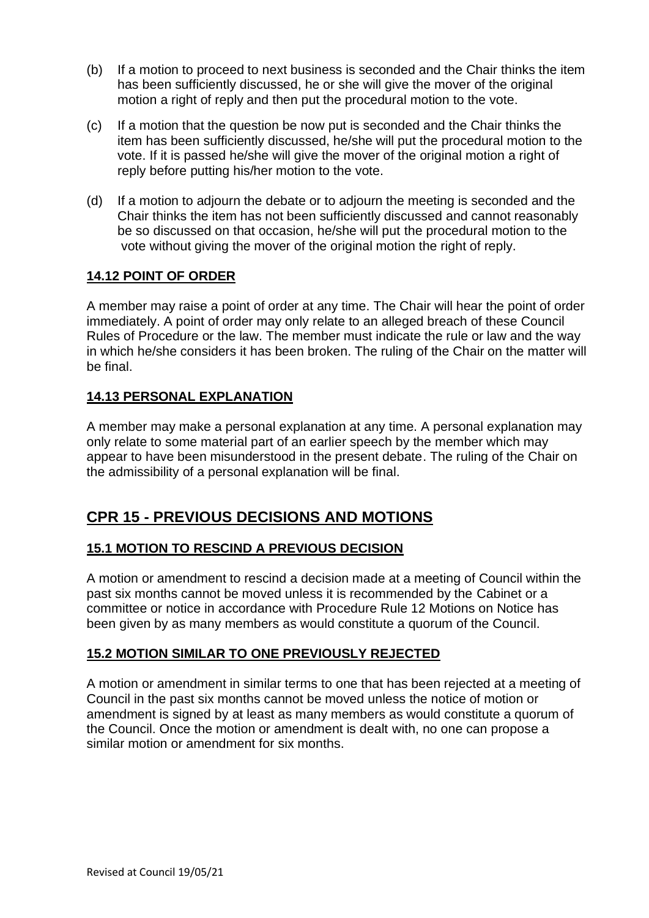(b) If a motion to proceed to next business is seconded and the Chair thinks the item has been sufficiently discussed, he or she will give the mover of the original motion a right of reply and then put the procedural motion to the vote.

(c) If a motion that the question be now put is seconded and the Chair thinks the item has been sufficiently discussed, he/she will put the procedural motion to the vote. If it is passed he/she will give the mover of the original motion a right of reply before putting his/her motion to the vote.

(d) If a motion to adjourn the debate or to adjourn the meeting is seconded and the Chair thinks the item has not been sufficiently discussed and cannot reasonably be so discussed on that occasion, he/she will put the procedural motion to the vote without giving the mover of the original motion the right of reply.

### **14.12 POINT OF ORDER**

A member may raise a point of order at any time. The Chair will hear the point of order immediately. A point of order may only relate to an alleged breach of these Council Rules of Procedure or the law. The member must indicate the rule or law and the way in which he/she considers it has been broken. The ruling of the Chair on the matter will be final.

### **14.13 PERSONAL EXPLANATION**

A member may make a personal explanation at any time. A personal explanation may only relate to some material part of an earlier speech by the member which may appear to have been misunderstood in the present debate. The ruling of the Chair on the admissibility of a personal explanation will be final.

## **CPR 15 - PREVIOUS DECISIONS AND MOTIONS**

### **15.1 MOTION TO RESCIND A PREVIOUS DECISION**

A motion or amendment to rescind a decision made at a meeting of Council within the past six months cannot be moved unless it is recommended by the Cabinet or a committee or notice in accordance with Procedure Rule 12 Motions on Notice has been given by as many members as would constitute a quorum of the Council.

### **15.2 MOTION SIMILAR TO ONE PREVIOUSLY REJECTED**

A motion or amendment in similar terms to one that has been rejected at a meeting of Council in the past six months cannot be moved unless the notice of motion or amendment is signed by at least as many members as would constitute a quorum of the Council. Once the motion or amendment is dealt with, no one can propose a similar motion or amendment for six months.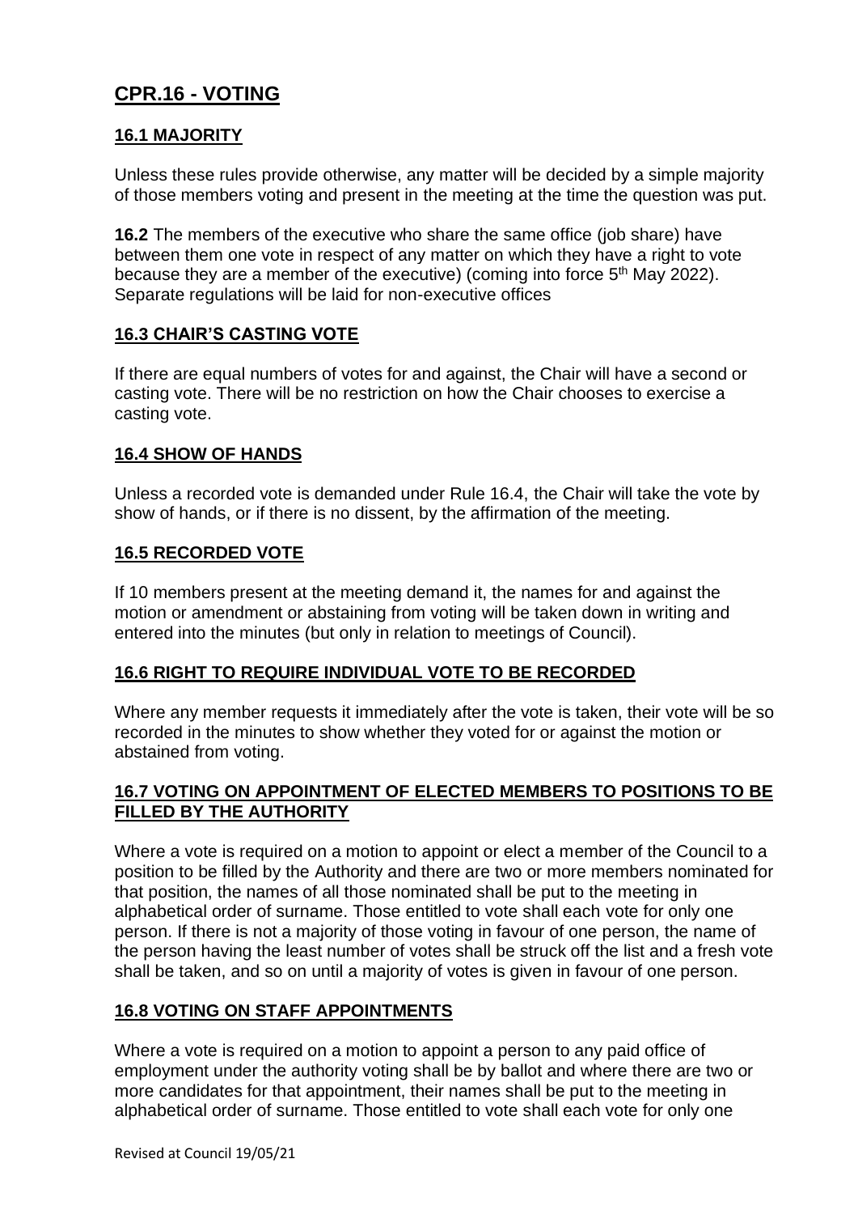# CPR.16 - VOTING

## 16.1 MAJORITY

Unless these rules provide otherwise, any matter will be decided by a simple majority of those members voting and present in the meeting at the time the question was put.

**16.2** The members of the executive who share the same office (job share) have between them one vote in respect of any matter on which they have a right to vote because they are a member of the executive) (coming into force 5th May 2022). Separate regulations will be laid for non-executive offices

## 16.3 CHAIR'S CASTING VOTE

If there are equal numbers of votes for and against, the Chair will have a second or casting vote. There will be no restriction on how the Chair chooses to exercise a casting vote.

## 16.4 SHOW OF HANDS

Unless a recorded vote is demanded under Rule 16.4, the Chair will take the vote by show of hands, or if there is no dissent, by the affirmation of the meeting.

## 16.5 RECORDED VOTE

If 10 members present at the meeting demand it, the names for and against the motion or amendment or abstaining from voting will be taken down in writing and entered into the minutes (but only in relation to meetings of Council).

## 16.6 RIGHT TO REQUIRE INDIVIDUAL VOTE TO BE RECORDED

Where any member requests it immediately after the vote is taken, their vote will be so recorded in the minutes to show whether they voted for or against the motion or abstained from voting.

## 16.7 VOTING ON APPOINTMENT OF ELECTED MEMBERS TO POSITIONS TO BE FILLED BY THE AUTHORITY

Where a vote is required on a motion to appoint or elect a member of the Council to a position to be filled by the Authority and there are two or more members nominated for that position, the names of all those nominated shall be put to the meeting in alphabetical order of surname. Those entitled to vote shall each vote for only one person. If there is not a majority of those voting in favour of one person, the name of the person having the least number of votes shall be struck off the list and a fresh vote shall be taken, and so on until a majority of votes is given in favour of one person.

## 16.8 VOTING ON STAFF APPOINTMENTS

Where a vote is required on a motion to appoint a person to any paid office of employment under the authority voting shall be by ballot and where there are two or more candidates for that appointment, their names shall be put to the meeting in alphabetical order of surname. Those entitled to vote shall each vote for only one

Revised at Council 19/05/21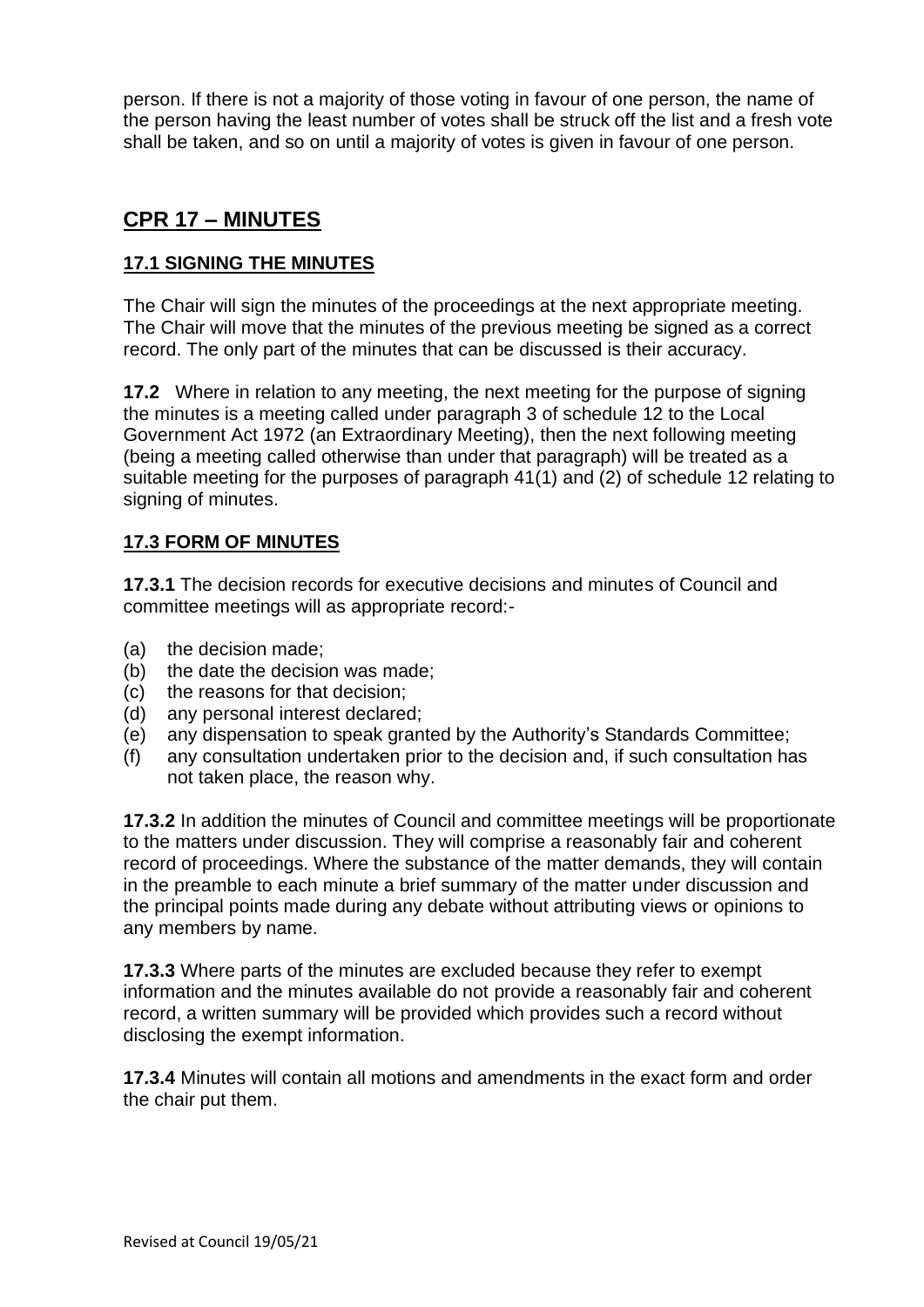person. If there is not a majority of those voting in favour of one person, the name of the person having the least number of votes shall be struck off the list and a fresh vote shall be taken, and so on until a majority of votes is given in favour of one person.

## CPR 17 – MINUTES

### 17.1 SIGNING THE MINUTES

The Chair will sign the minutes of the proceedings at the next appropriate meeting. The Chair will move that the minutes of the previous meeting be signed as a correct record. The only part of the minutes that can be discussed is their accuracy.

**17.2** Where in relation to any meeting, the next meeting for the purpose of signing the minutes is a meeting called under paragraph 3 of schedule 12 to the Local Government Act 1972 (an Extraordinary Meeting), then the next following meeting (being a meeting called otherwise than under that paragraph) will be treated as a suitable meeting for the purposes of paragraph 41(1) and (2) of schedule 12 relating to signing of minutes.

### 17.3 FORM OF MINUTES

**17.3.1** The decision records for executive decisions and minutes of Council and committee meetings will as appropriate record:-

(a) the decision made;
(b) the date the decision was made;
(c) the reasons for that decision;
(d) any personal interest declared;
(e) any dispensation to speak granted by the Authority's Standards Committee;
(f) any consultation undertaken prior to the decision and, if such consultation has not taken place, the reason why.

**17.3.2** In addition the minutes of Council and committee meetings will be proportionate to the matters under discussion. They will comprise a reasonably fair and coherent record of proceedings. Where the substance of the matter demands, they will contain in the preamble to each minute a brief summary of the matter under discussion and the principal points made during any debate without attributing views or opinions to any members by name.

**17.3.3** Where parts of the minutes are excluded because they refer to exempt information and the minutes available do not provide a reasonably fair and coherent record, a written summary will be provided which provides such a record without disclosing the exempt information.

**17.3.4** Minutes will contain all motions and amendments in the exact form and order the chair put them.

Revised at Council 19/05/21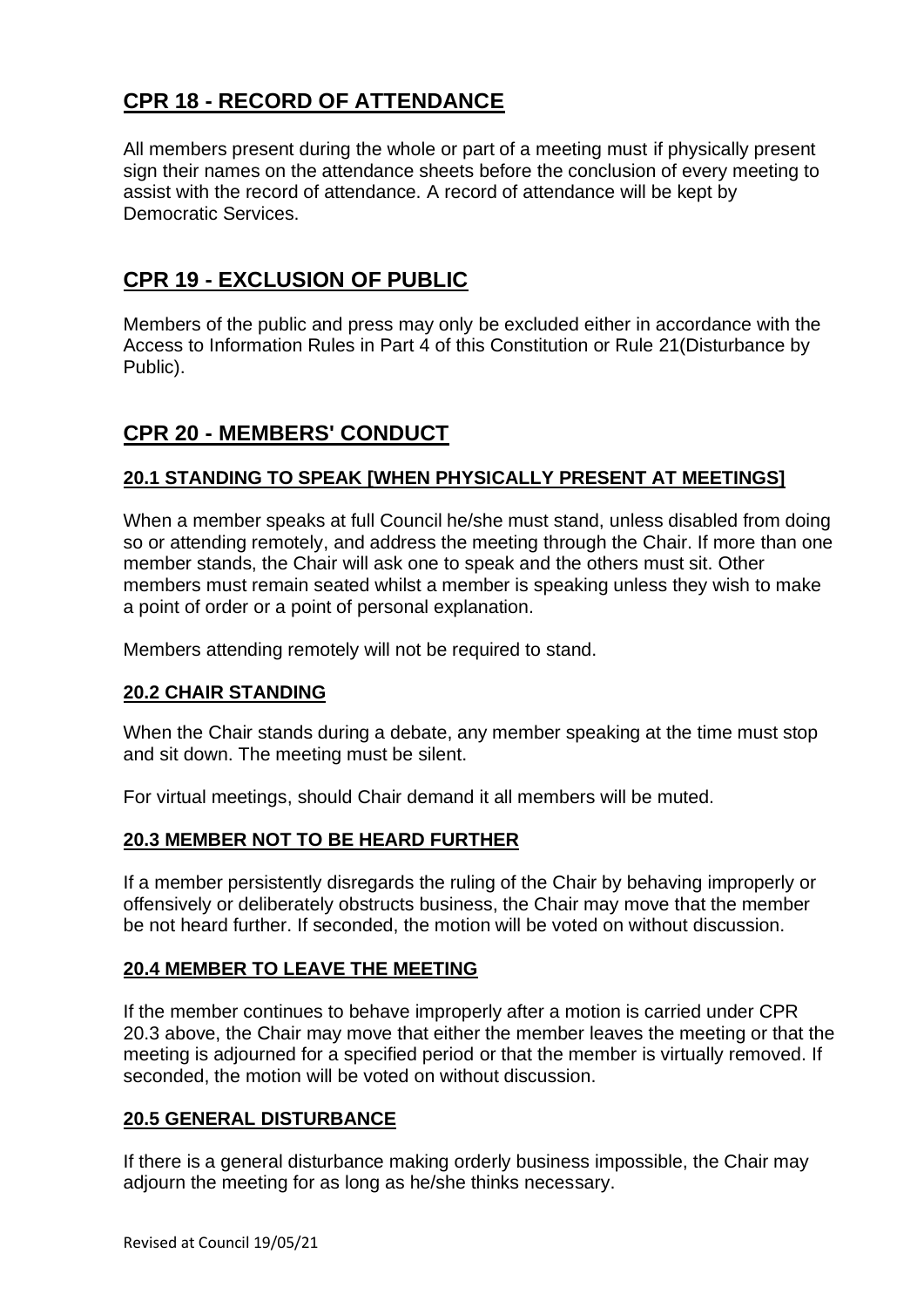## CPR 18 - RECORD OF ATTENDANCE

All members present during the whole or part of a meeting must if physically present sign their names on the attendance sheets before the conclusion of every meeting to assist with the record of attendance. A record of attendance will be kept by Democratic Services.

## CPR 19 - EXCLUSION OF PUBLIC

Members of the public and press may only be excluded either in accordance with the Access to Information Rules in Part 4 of this Constitution or Rule 21(Disturbance by Public).

## CPR 20 - MEMBERS' CONDUCT

### 20.1 STANDING TO SPEAK [WHEN PHYSICALLY PRESENT AT MEETINGS]

When a member speaks at full Council he/she must stand, unless disabled from doing so or attending remotely, and address the meeting through the Chair. If more than one member stands, the Chair will ask one to speak and the others must sit. Other members must remain seated whilst a member is speaking unless they wish to make a point of order or a point of personal explanation.

Members attending remotely will not be required to stand.

### 20.2 CHAIR STANDING

When the Chair stands during a debate, any member speaking at the time must stop and sit down. The meeting must be silent.

For virtual meetings, should Chair demand it all members will be muted.

### 20.3 MEMBER NOT TO BE HEARD FURTHER

If a member persistently disregards the ruling of the Chair by behaving improperly or offensively or deliberately obstructs business, the Chair may move that the member be not heard further. If seconded, the motion will be voted on without discussion.

### 20.4 MEMBER TO LEAVE THE MEETING

If the member continues to behave improperly after a motion is carried under CPR 20.3 above, the Chair may move that either the member leaves the meeting or that the meeting is adjourned for a specified period or that the member is virtually removed. If seconded, the motion will be voted on without discussion.

### 20.5 GENERAL DISTURBANCE

If there is a general disturbance making orderly business impossible, the Chair may adjourn the meeting for as long as he/she thinks necessary.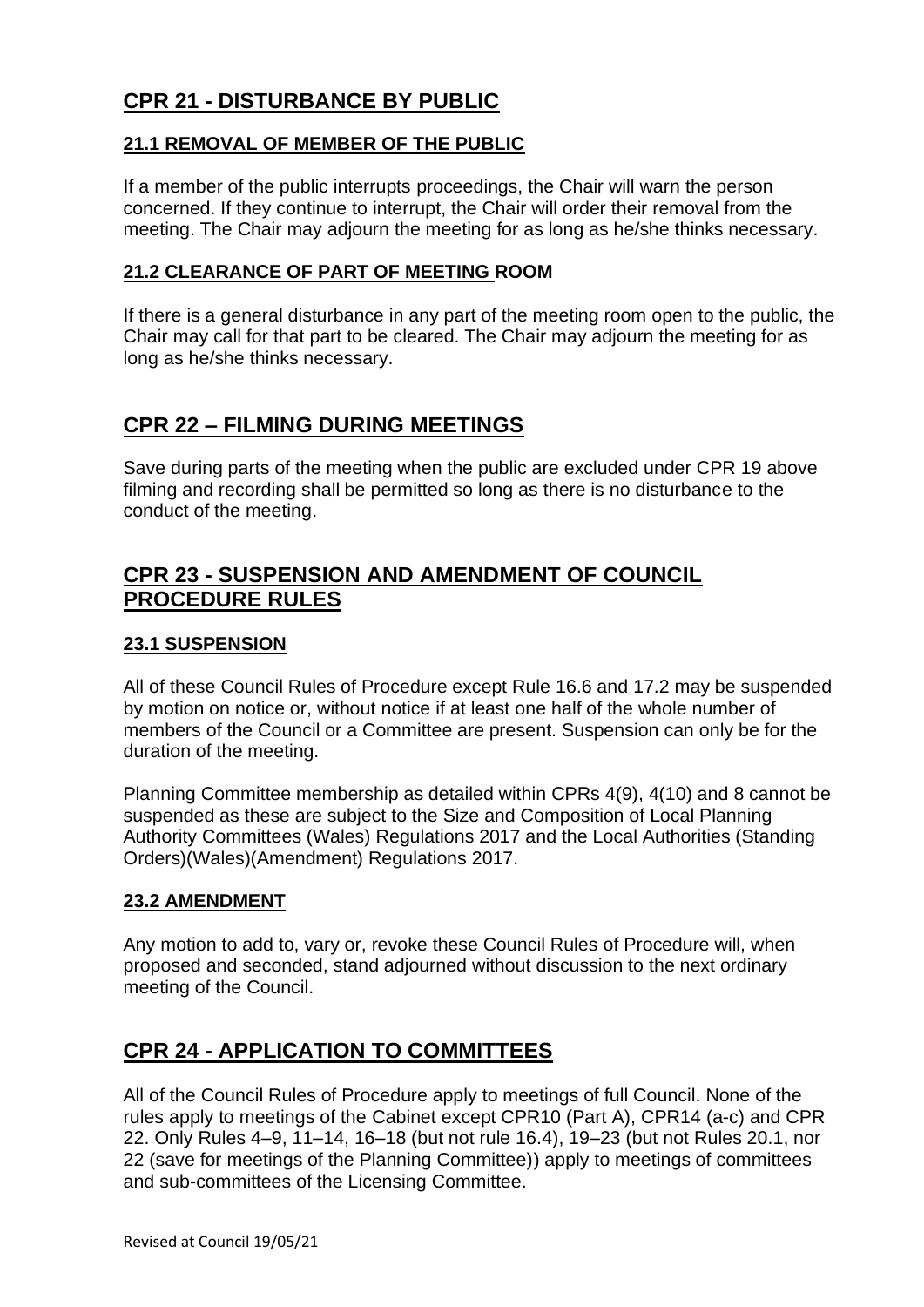## CPR 21 - DISTURBANCE BY PUBLIC

### 21.1 REMOVAL OF MEMBER OF THE PUBLIC

If a member of the public interrupts proceedings, the Chair will warn the person concerned. If they continue to interrupt, the Chair will order their removal from the meeting. The Chair may adjourn the meeting for as long as he/she thinks necessary.

### 21.2 CLEARANCE OF PART OF MEETING ~~ROOM~~

If there is a general disturbance in any part of the meeting room open to the public, the Chair may call for that part to be cleared. The Chair may adjourn the meeting for as long as he/she thinks necessary.

## CPR 22 – FILMING DURING MEETINGS

Save during parts of the meeting when the public are excluded under CPR 19 above filming and recording shall be permitted so long as there is no disturbance to the conduct of the meeting.

## CPR 23 - SUSPENSION AND AMENDMENT OF COUNCIL PROCEDURE RULES

### 23.1 SUSPENSION

All of these Council Rules of Procedure except Rule 16.6 and 17.2 may be suspended by motion on notice or, without notice if at least one half of the whole number of members of the Council or a Committee are present. Suspension can only be for the duration of the meeting.

Planning Committee membership as detailed within CPRs 4(9), 4(10) and 8 cannot be suspended as these are subject to the Size and Composition of Local Planning Authority Committees (Wales) Regulations 2017 and the Local Authorities (Standing Orders)(Wales)(Amendment) Regulations 2017.

### 23.2 AMENDMENT

Any motion to add to, vary or, revoke these Council Rules of Procedure will, when proposed and seconded, stand adjourned without discussion to the next ordinary meeting of the Council.

## CPR 24 - APPLICATION TO COMMITTEES

All of the Council Rules of Procedure apply to meetings of full Council. None of the rules apply to meetings of the Cabinet except CPR10 (Part A), CPR14 (a-c) and CPR 22. Only Rules 4–9, 11–14, 16–18 (but not rule 16.4), 19–23 (but not Rules 20.1, nor 22 (save for meetings of the Planning Committee)) apply to meetings of committees and sub-committees of the Licensing Committee.

Revised at Council 19/05/21